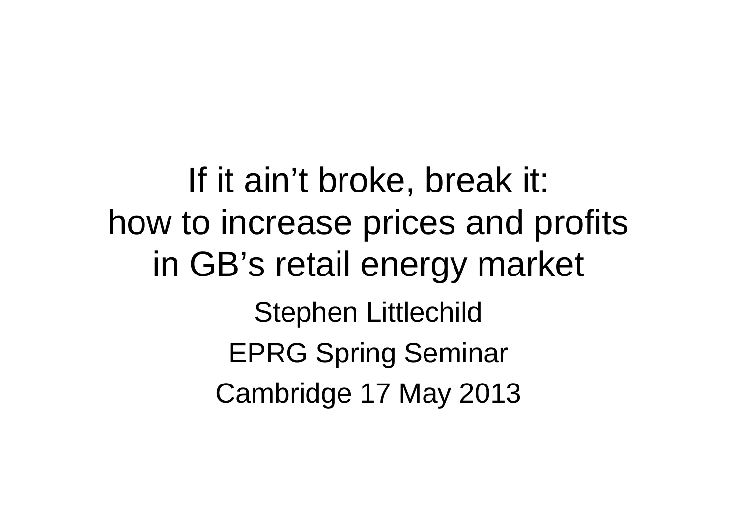# If it ain't broke, break it: how to increase prices and profits in GB's retail energy market

Stephen Littlechild

EPRG Spring Seminar

Cambridge 17 May 2013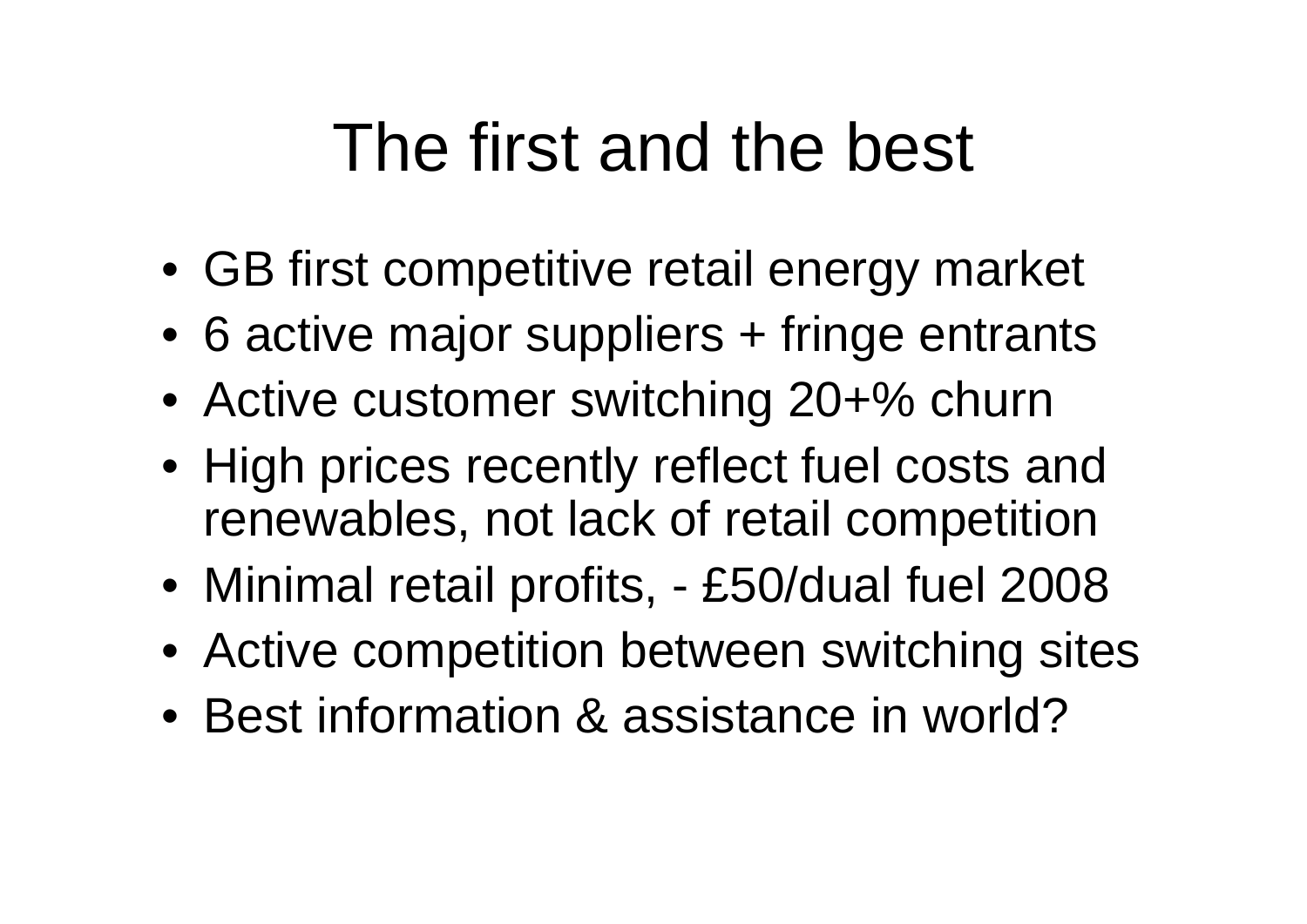# The first and the best

- GB first competitive retail energy market
- 6 active major suppliers + fringe entrants
- Active customer switching 20+% churn
- High prices recently reflect fuel costs and renewables, not lack of retail competition
- Minimal retail profits, - £50/dual fuel 2008
- Active competition between switching sites
- Best information & assistance in world?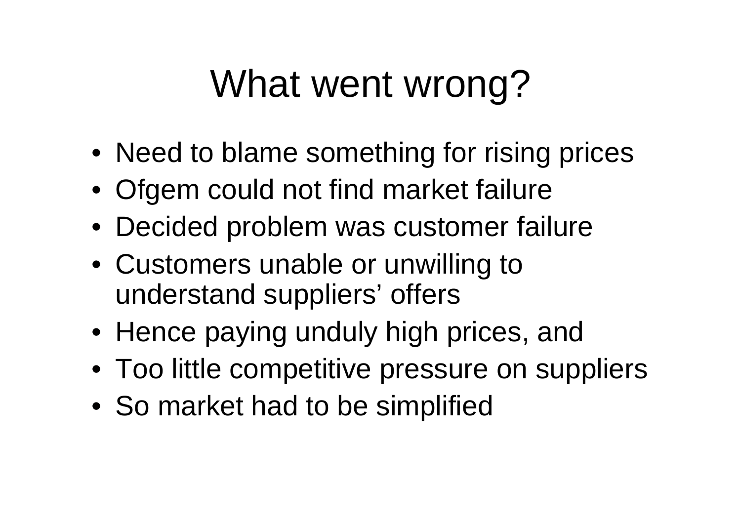# What went wrong?

- Need to blame something for rising prices
- Ofgem could not find market failure
- Decided problem was customer failure
- Customers unable or unwilling to understand suppliers' offers
- Hence paying unduly high prices, and
- Too little competitive pressure on suppliers
- So market had to be simplified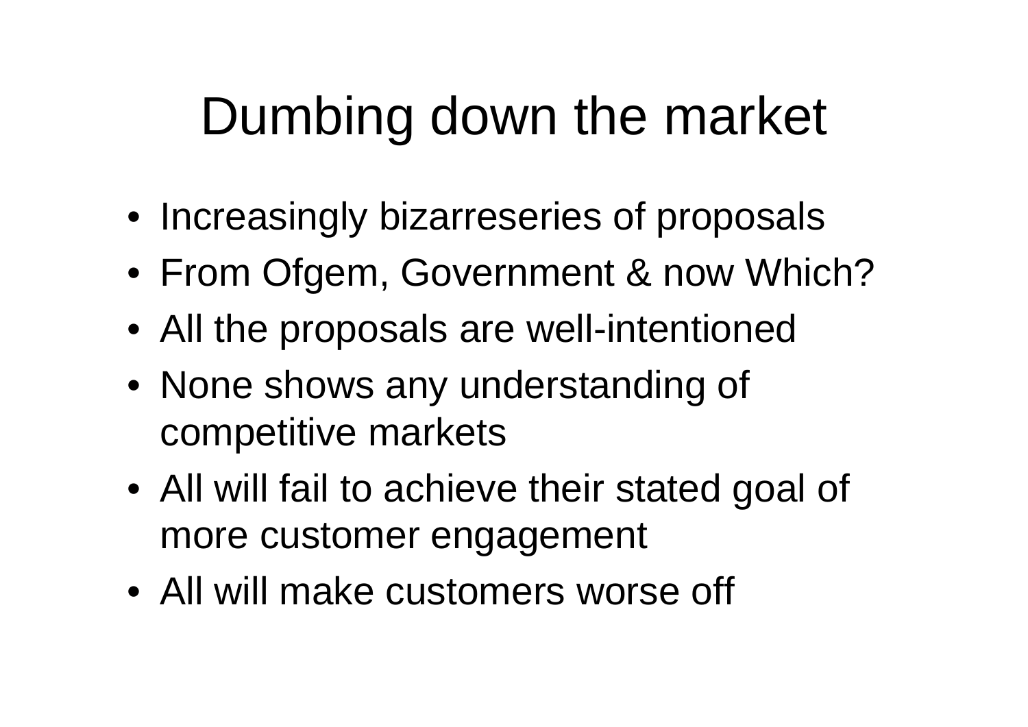# Dumbing down the market

- Increasingly bizarreseries of proposals
- From Ofgem, Government & now Which?
- All the proposals are well-intentioned
- None shows any understanding of competitive markets
- All will fail to achieve their stated goal of more customer engagement
- All will make customers worse off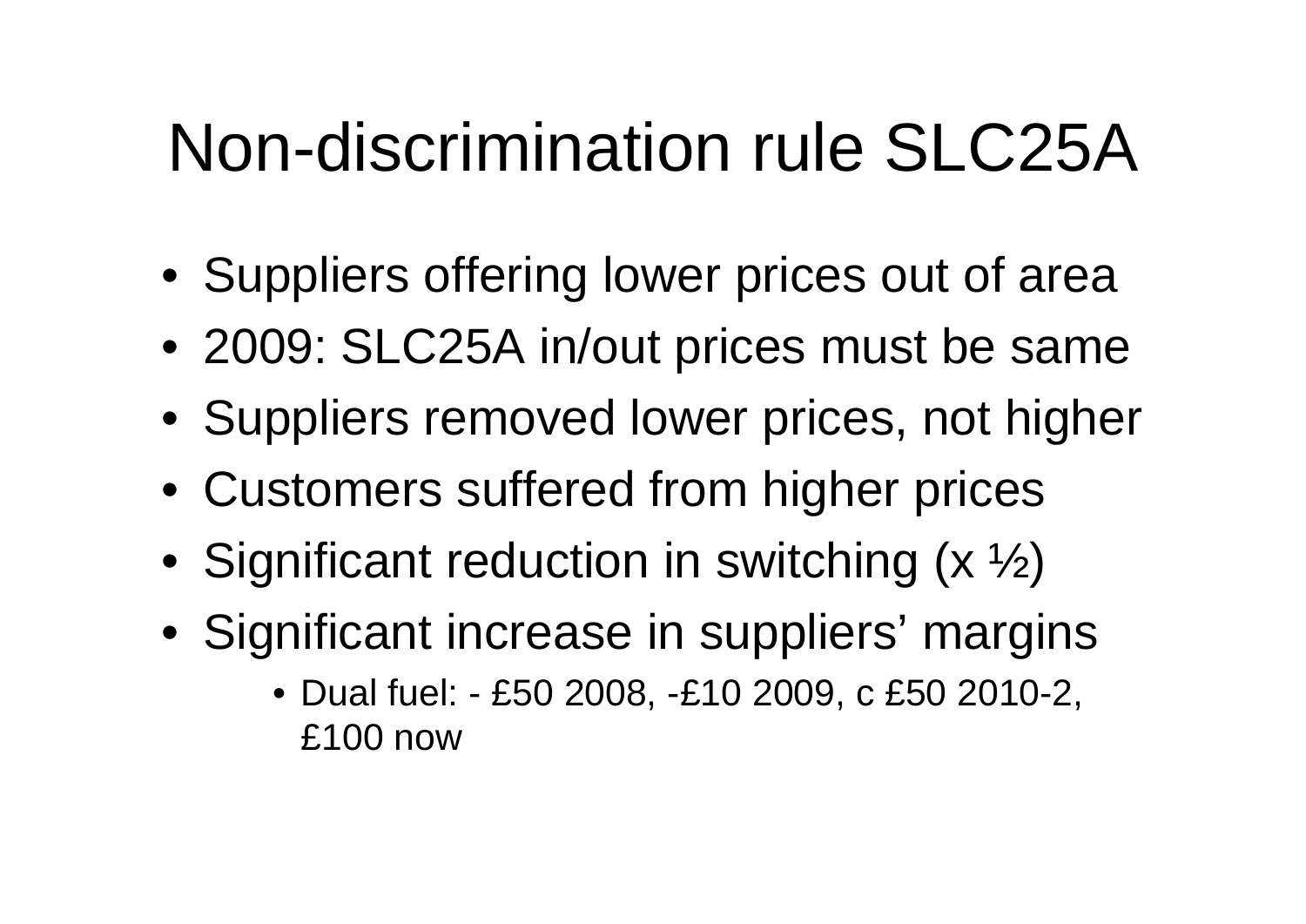# Non-discrimination rule SLC25A

- Suppliers offering lower prices out of area
- 2009: SLC25A in/out prices must be same
- Suppliers removed lower prices, not higher
- Customers suffered from higher prices
- Significant reduction in switching (x ½)
- Significant increase in suppliers' margins
  - Dual fuel: - £50 2008, -£10 2009, c £50 2010-2, £100 now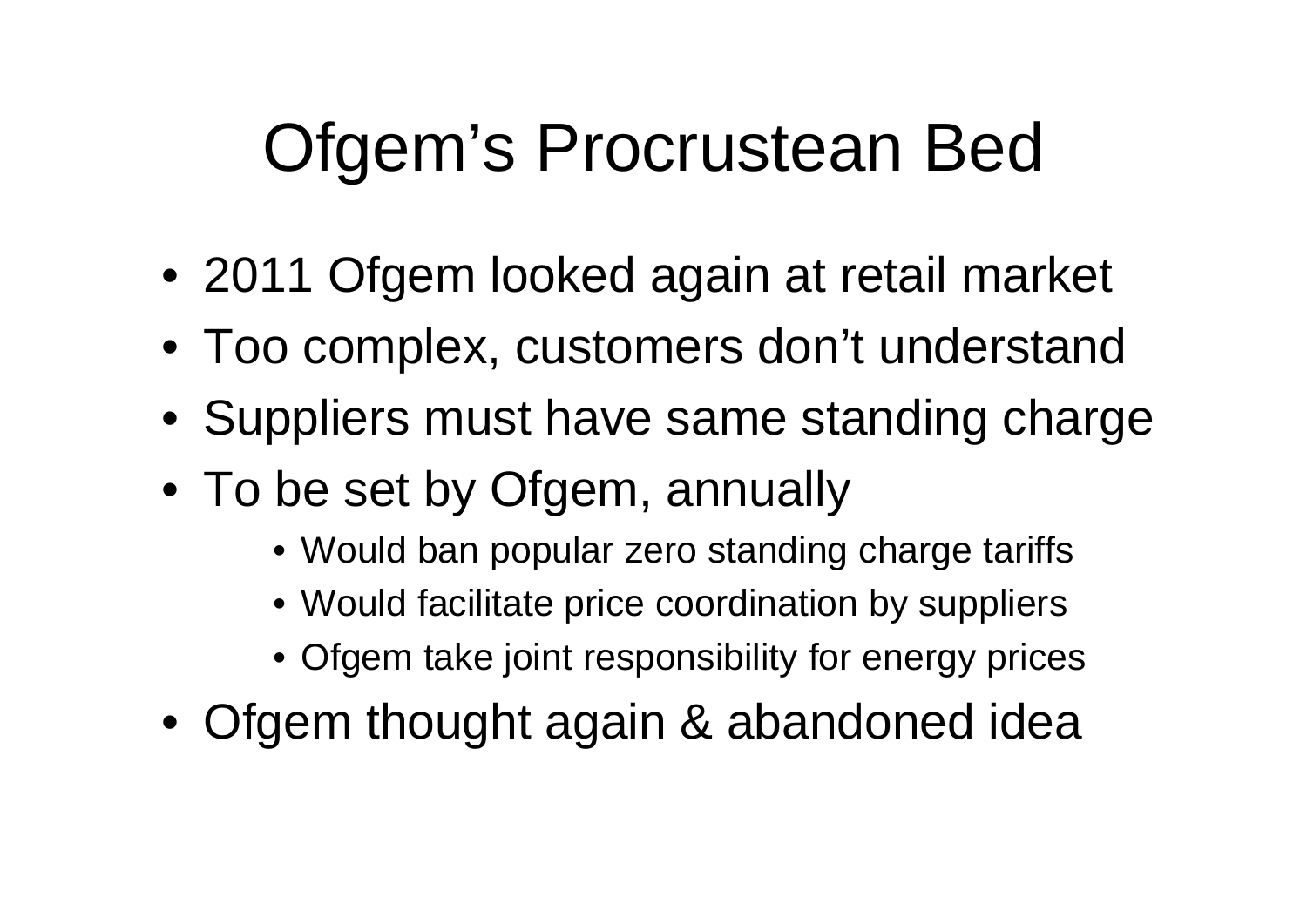# Ofgem's Procrustean Bed

- 2011 Ofgem looked again at retail market
- Too complex, customers don't understand
- Suppliers must have same standing charge
- To be set by Ofgem, annually
  - Would ban popular zero standing charge tariffs
  - Would facilitate price coordination by suppliers
  - Ofgem take joint responsibility for energy prices
- Ofgem thought again & abandoned idea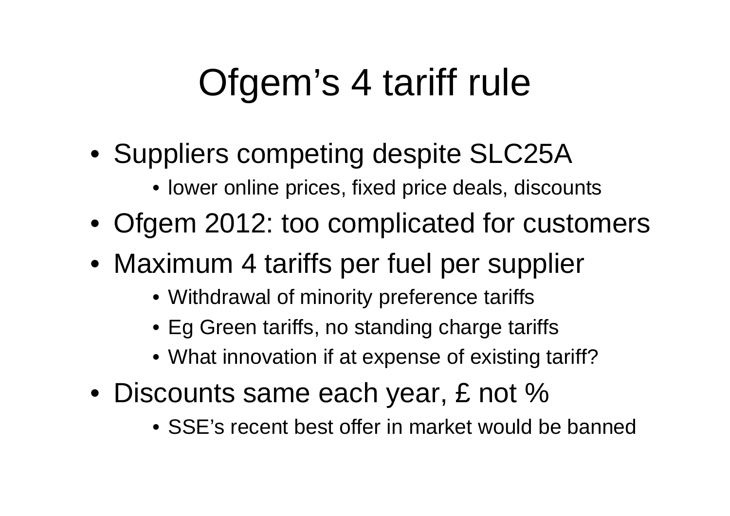# Ofgem's 4 tariff rule

- Suppliers competing despite SLC25A
  - lower online prices, fixed price deals, discounts
- Ofgem 2012: too complicated for customers
- Maximum 4 tariffs per fuel per supplier
  - Withdrawal of minority preference tariffs
  - Eg Green tariffs, no standing charge tariffs
  - What innovation if at expense of existing tariff?
- Discounts same each year, £ not %
  - SSE's recent best offer in market would be banned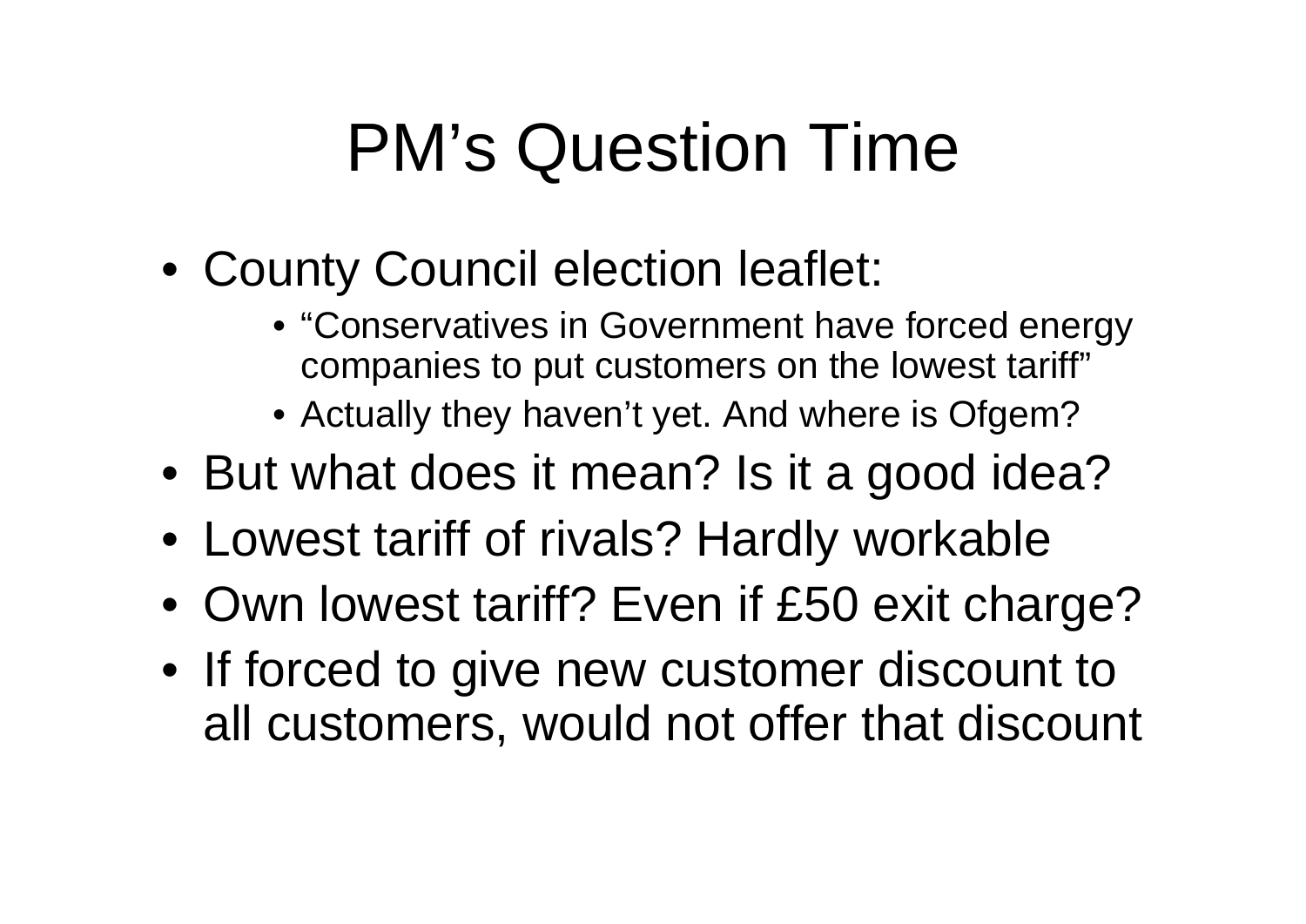# PM's Question Time

- County Council election leaflet:
  - "Conservatives in Government have forced energy companies to put customers on the lowest tariff"
  - Actually they haven't yet. And where is Ofgem?
- But what does it mean? Is it a good idea?
- Lowest tariff of rivals? Hardly workable
- Own lowest tariff? Even if £50 exit charge?
- If forced to give new customer discount to all customers, would not offer that discount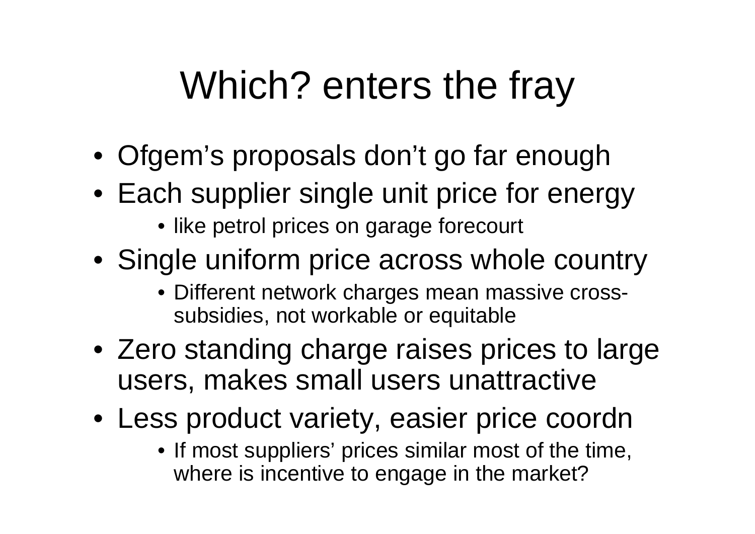# Which? enters the fray

- Ofgem's proposals don't go far enough
- Each supplier single unit price for energy
    - like petrol prices on garage forecourt
- Single uniform price across whole country
    - Different network charges mean massive cross-subsidies, not workable or equitable
- Zero standing charge raises prices to large users, makes small users unattractive
- Less product variety, easier price coordn
    - If most suppliers' prices similar most of the time, where is incentive to engage in the market?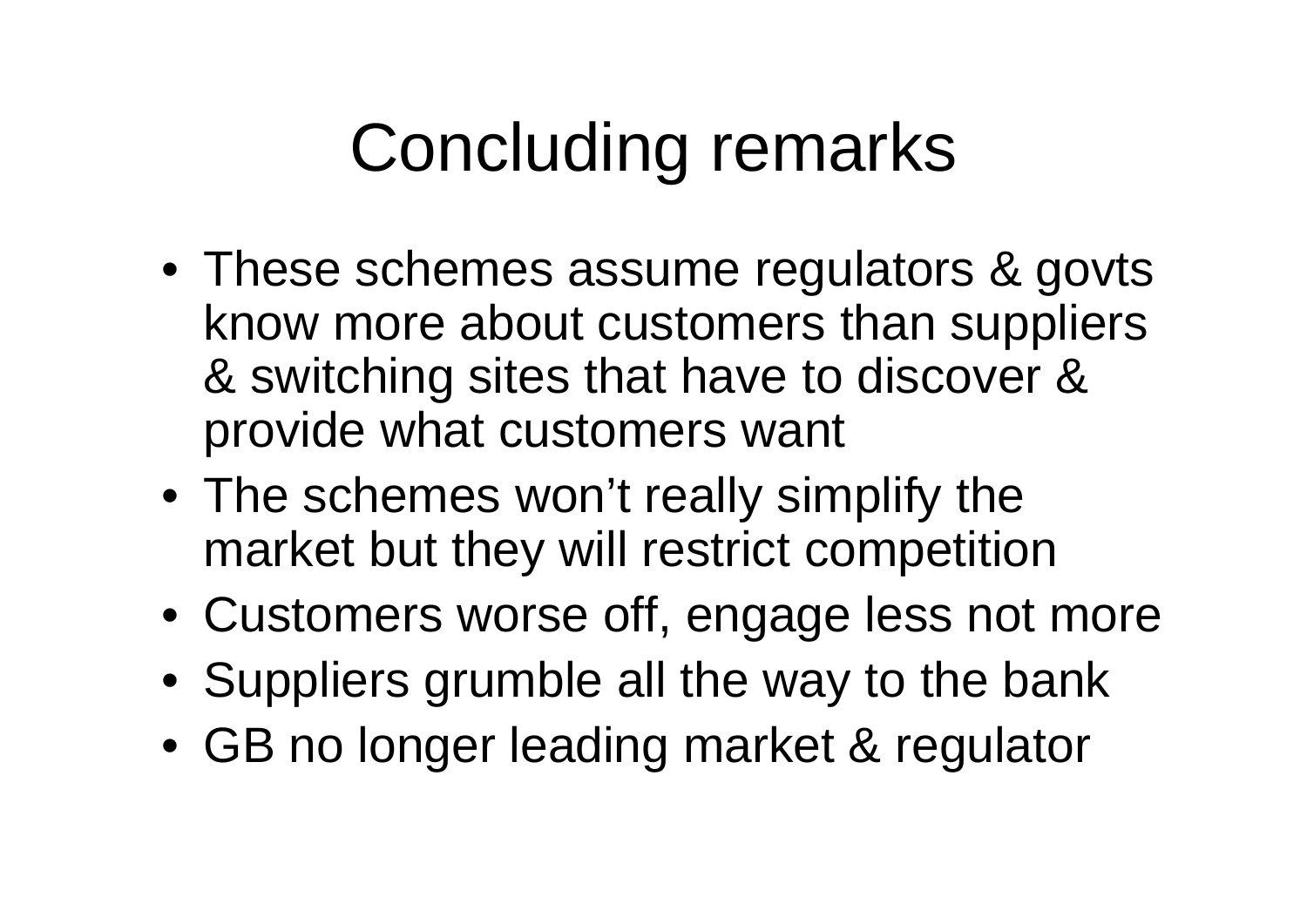# Concluding remarks

- These schemes assume regulators & govts know more about customers than suppliers & switching sites that have to discover & provide what customers want
- The schemes won't really simplify the market but they will restrict competition
- Customers worse off, engage less not more
- Suppliers grumble all the way to the bank
- GB no longer leading market & regulator